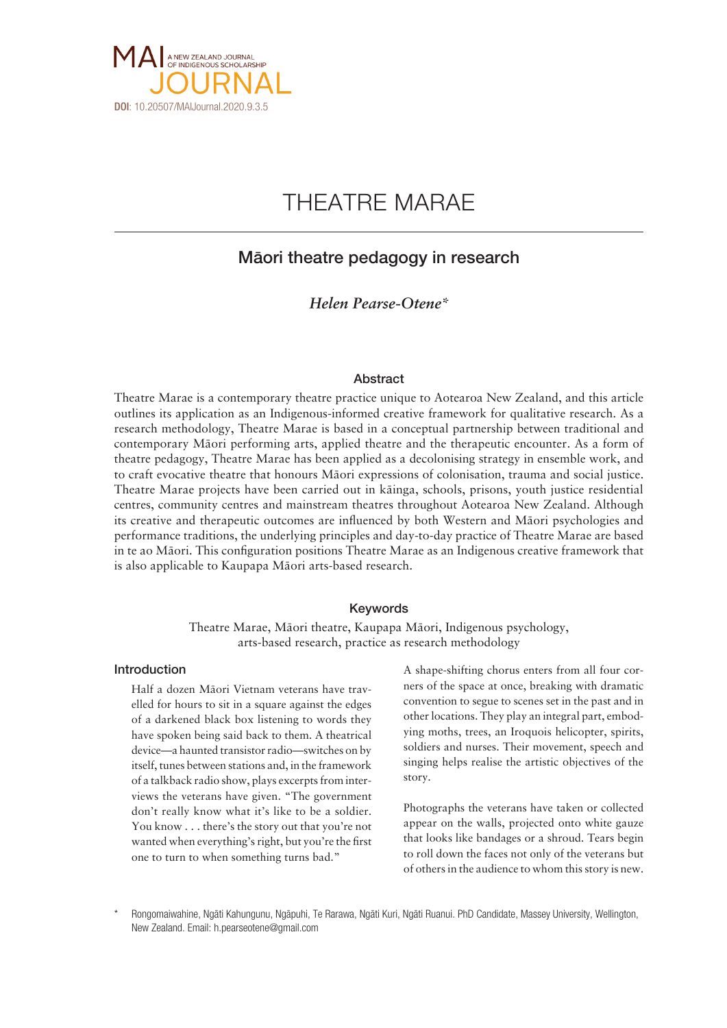MAI JOURNAL — A NEW ZEALAND JOURNAL OF INDIGENOUS SCHOLARSHIP

**DOI**: 10.20507/MAIJournal.2020.9.3.5

# THEATRE MARAE

## Māori theatre pedagogy in research

*Helen Pearse-Otene\**

### Abstract

Theatre Marae is a contemporary theatre practice unique to Aotearoa New Zealand, and this article outlines its application as an Indigenous-informed creative framework for qualitative research. As a research methodology, Theatre Marae is based in a conceptual partnership between traditional and contemporary Māori performing arts, applied theatre and the therapeutic encounter. As a form of theatre pedagogy, Theatre Marae has been applied as a decolonising strategy in ensemble work, and to craft evocative theatre that honours Māori expressions of colonisation, trauma and social justice. Theatre Marae projects have been carried out in kāinga, schools, prisons, youth justice residential centres, community centres and mainstream theatres throughout Aotearoa New Zealand. Although its creative and therapeutic outcomes are influenced by both Western and Māori psychologies and performance traditions, the underlying principles and day-to-day practice of Theatre Marae are based in te ao Māori. This configuration positions Theatre Marae as an Indigenous creative framework that is also applicable to Kaupapa Māori arts-based research.

### Keywords

Theatre Marae, Māori theatre, Kaupapa Māori, Indigenous psychology, arts-based research, practice as research methodology

### Introduction

Half a dozen Māori Vietnam veterans have travelled for hours to sit in a square against the edges of a darkened black box listening to words they have spoken being said back to them. A theatrical device—a haunted transistor radio—switches on by itself, tunes between stations and, in the framework of a talkback radio show, plays excerpts from interviews the veterans have given. "The government don't really know what it's like to be a soldier. You know . . . there's the story out that you're not wanted when everything's right, but you're the first one to turn to when something turns bad."

A shape-shifting chorus enters from all four corners of the space at once, breaking with dramatic convention to segue to scenes set in the past and in other locations. They play an integral part, embodying moths, trees, an Iroquois helicopter, spirits, soldiers and nurses. Their movement, speech and singing helps realise the artistic objectives of the story.

Photographs the veterans have taken or collected appear on the walls, projected onto white gauze that looks like bandages or a shroud. Tears begin to roll down the faces not only of the veterans but of others in the audience to whom this story is new.

\* Rongomaiwahine, Ngāti Kahungunu, Ngāpuhi, Te Rarawa, Ngāti Kuri, Ngāti Ruanui. PhD Candidate, Massey University, Wellington, New Zealand. Email: h.pearseotene@gmail.com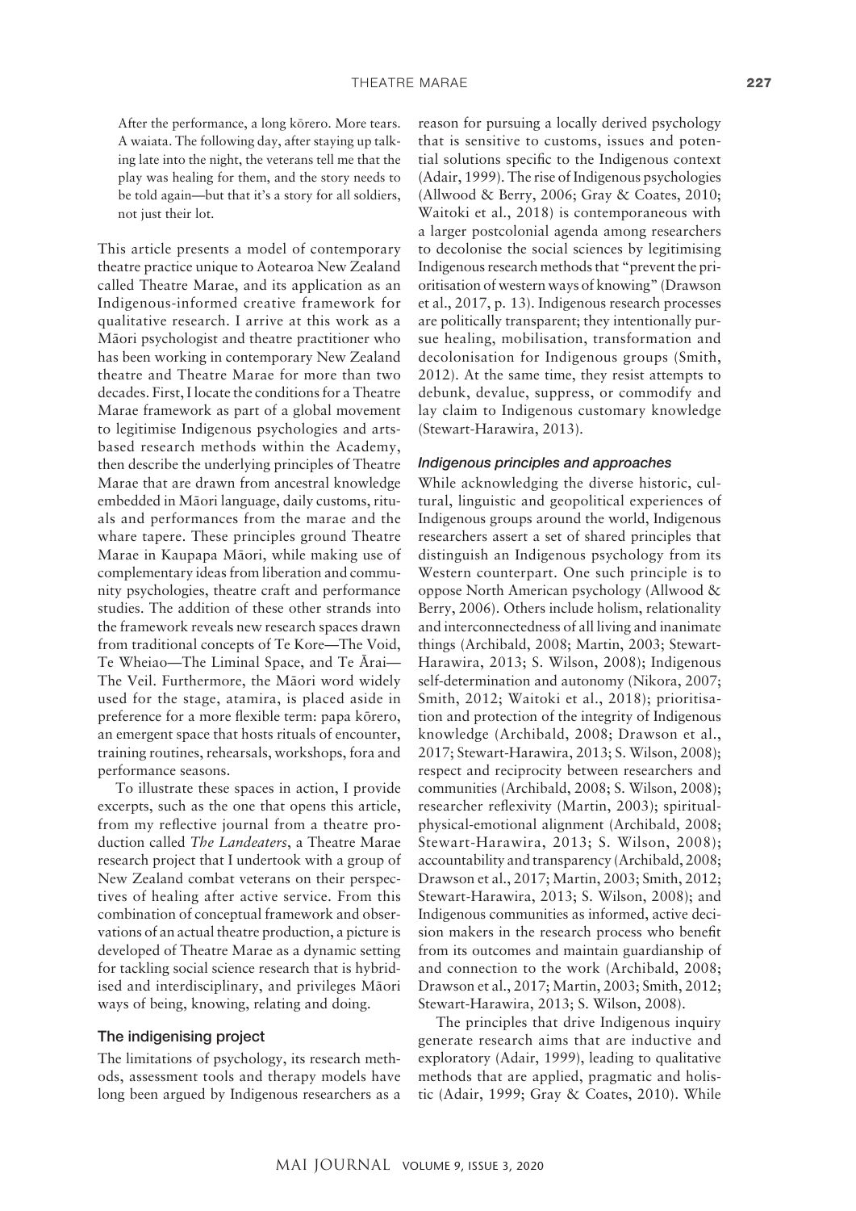> After the performance, a long kōrero. More tears. A waiata. The following day, after staying up talking late into the night, the veterans tell me that the play was healing for them, and the story needs to be told again—but that it's a story for all soldiers, not just their lot.

This article presents a model of contemporary theatre practice unique to Aotearoa New Zealand called Theatre Marae, and its application as an Indigenous-informed creative framework for qualitative research. I arrive at this work as a Māori psychologist and theatre practitioner who has been working in contemporary New Zealand theatre and Theatre Marae for more than two decades. First, I locate the conditions for a Theatre Marae framework as part of a global movement to legitimise Indigenous psychologies and arts-based research methods within the Academy, then describe the underlying principles of Theatre Marae that are drawn from ancestral knowledge embedded in Māori language, daily customs, rituals and performances from the marae and the whare tapere. These principles ground Theatre Marae in Kaupapa Māori, while making use of complementary ideas from liberation and community psychologies, theatre craft and performance studies. The addition of these other strands into the framework reveals new research spaces drawn from traditional concepts of Te Kore—The Void, Te Wheiao—The Liminal Space, and Te Ārai—The Veil. Furthermore, the Māori word widely used for the stage, atamira, is placed aside in preference for a more flexible term: papa kōrero, an emergent space that hosts rituals of encounter, training routines, rehearsals, workshops, fora and performance seasons.

To illustrate these spaces in action, I provide excerpts, such as the one that opens this article, from my reflective journal from a theatre production called *The Landeaters*, a Theatre Marae research project that I undertook with a group of New Zealand combat veterans on their perspectives of healing after active service. From this combination of conceptual framework and observations of an actual theatre production, a picture is developed of Theatre Marae as a dynamic setting for tackling social science research that is hybridised and interdisciplinary, and privileges Māori ways of being, knowing, relating and doing.

## The indigenising project

The limitations of psychology, its research methods, assessment tools and therapy models have long been argued by Indigenous researchers as a reason for pursuing a locally derived psychology that is sensitive to customs, issues and potential solutions specific to the Indigenous context (Adair, 1999). The rise of Indigenous psychologies (Allwood & Berry, 2006; Gray & Coates, 2010; Waitoki et al., 2018) is contemporaneous with a larger postcolonial agenda among researchers to decolonise the social sciences by legitimising Indigenous research methods that "prevent the prioritisation of western ways of knowing" (Drawson et al., 2017, p. 13). Indigenous research processes are politically transparent; they intentionally pursue healing, mobilisation, transformation and decolonisation for Indigenous groups (Smith, 2012). At the same time, they resist attempts to debunk, devalue, suppress, or commodify and lay claim to Indigenous customary knowledge (Stewart-Harawira, 2013).

### *Indigenous principles and approaches*

While acknowledging the diverse historic, cultural, linguistic and geopolitical experiences of Indigenous groups around the world, Indigenous researchers assert a set of shared principles that distinguish an Indigenous psychology from its Western counterpart. One such principle is to oppose North American psychology (Allwood & Berry, 2006). Others include holism, relationality and interconnectedness of all living and inanimate things (Archibald, 2008; Martin, 2003; Stewart-Harawira, 2013; S. Wilson, 2008); Indigenous self-determination and autonomy (Nikora, 2007; Smith, 2012; Waitoki et al., 2018); prioritisation and protection of the integrity of Indigenous knowledge (Archibald, 2008; Drawson et al., 2017; Stewart-Harawira, 2013; S. Wilson, 2008); respect and reciprocity between researchers and communities (Archibald, 2008; S. Wilson, 2008); researcher reflexivity (Martin, 2003); spiritual-physical-emotional alignment (Archibald, 2008; Stewart-Harawira, 2013; S. Wilson, 2008); accountability and transparency (Archibald, 2008; Drawson et al., 2017; Martin, 2003; Smith, 2012; Stewart-Harawira, 2013; S. Wilson, 2008); and Indigenous communities as informed, active decision makers in the research process who benefit from its outcomes and maintain guardianship of and connection to the work (Archibald, 2008; Drawson et al., 2017; Martin, 2003; Smith, 2012; Stewart-Harawira, 2013; S. Wilson, 2008).

The principles that drive Indigenous inquiry generate research aims that are inductive and exploratory (Adair, 1999), leading to qualitative methods that are applied, pragmatic and holistic (Adair, 1999; Gray & Coates, 2010). While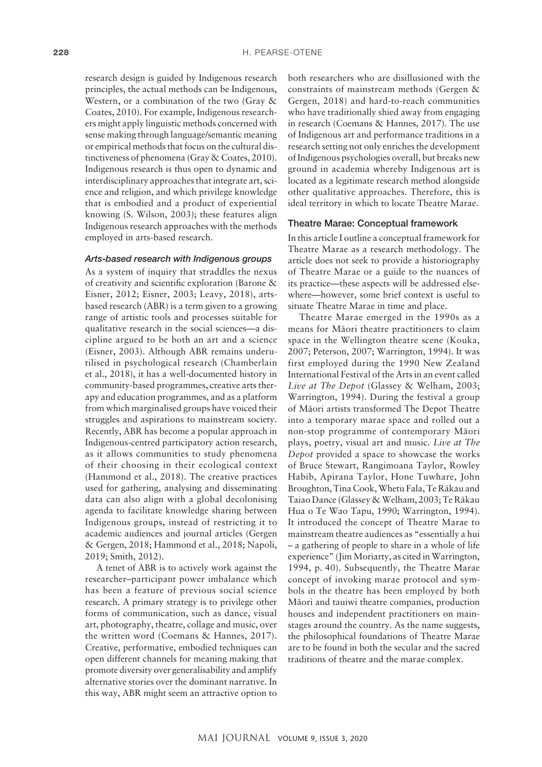research design is guided by Indigenous research principles, the actual methods can be Indigenous, Western, or a combination of the two (Gray & Coates, 2010). For example, Indigenous researchers might apply linguistic methods concerned with sense making through language/semantic meaning or empirical methods that focus on the cultural distinctiveness of phenomena (Gray & Coates, 2010). Indigenous research is thus open to dynamic and interdisciplinary approaches that integrate art, science and religion, and which privilege knowledge that is embodied and a product of experiential knowing (S. Wilson, 2003); these features align Indigenous research approaches with the methods employed in arts-based research.

### *Arts-based research with Indigenous groups*

As a system of inquiry that straddles the nexus of creativity and scientific exploration (Barone & Eisner, 2012; Eisner, 2003; Leavy, 2018), arts-based research (ABR) is a term given to a growing range of artistic tools and processes suitable for qualitative research in the social sciences—a discipline argued to be both an art and a science (Eisner, 2003). Although ABR remains underutilised in psychological research (Chamberlain et al., 2018), it has a well-documented history in community-based programmes, creative arts therapy and education programmes, and as a platform from which marginalised groups have voiced their struggles and aspirations to mainstream society. Recently, ABR has become a popular approach in Indigenous-centred participatory action research, as it allows communities to study phenomena of their choosing in their ecological context (Hammond et al., 2018). The creative practices used for gathering, analysing and disseminating data can also align with a global decolonising agenda to facilitate knowledge sharing between Indigenous groups, instead of restricting it to academic audiences and journal articles (Gergen & Gergen, 2018; Hammond et al., 2018; Napoli, 2019; Smith, 2012).

A tenet of ABR is to actively work against the researcher–participant power imbalance which has been a feature of previous social science research. A primary strategy is to privilege other forms of communication, such as dance, visual art, photography, theatre, collage and music, over the written word (Coemans & Hannes, 2017). Creative, performative, embodied techniques can open different channels for meaning making that promote diversity over generalisability and amplify alternative stories over the dominant narrative. In this way, ABR might seem an attractive option to both researchers who are disillusioned with the constraints of mainstream methods (Gergen & Gergen, 2018) and hard-to-reach communities who have traditionally shied away from engaging in research (Coemans & Hannes, 2017). The use of Indigenous art and performance traditions in a research setting not only enriches the development of Indigenous psychologies overall, but breaks new ground in academia whereby Indigenous art is located as a legitimate research method alongside other qualitative approaches. Therefore, this is ideal territory in which to locate Theatre Marae.

## Theatre Marae: Conceptual framework

In this article I outline a conceptual framework for Theatre Marae as a research methodology. The article does not seek to provide a historiography of Theatre Marae or a guide to the nuances of its practice—these aspects will be addressed elsewhere—however, some brief context is useful to situate Theatre Marae in time and place.

Theatre Marae emerged in the 1990s as a means for Māori theatre practitioners to claim space in the Wellington theatre scene (Kouka, 2007; Peterson, 2007; Warrington, 1994). It was first employed during the 1990 New Zealand International Festival of the Arts in an event called *Live at The Depot* (Glassey & Welham, 2003; Warrington, 1994). During the festival a group of Māori artists transformed The Depot Theatre into a temporary marae space and rolled out a non-stop programme of contemporary Māori plays, poetry, visual art and music. *Live at The Depot* provided a space to showcase the works of Bruce Stewart, Rangimoana Taylor, Rowley Habib, Apirana Taylor, Hone Tuwhare, John Broughton, Tina Cook, Whetu Fala, Te Rākau and Taiao Dance (Glassey & Welham, 2003; Te Rākau Hua o Te Wao Tapu, 1990; Warrington, 1994). It introduced the concept of Theatre Marae to mainstream theatre audiences as "essentially a hui – a gathering of people to share in a whole of life experience" (Jim Moriarty, as cited in Warrington, 1994, p. 40). Subsequently, the Theatre Marae concept of invoking marae protocol and symbols in the theatre has been employed by both Māori and tauiwi theatre companies, production houses and independent practitioners on mainstages around the country. As the name suggests, the philosophical foundations of Theatre Marae are to be found in both the secular and the sacred traditions of theatre and the marae complex.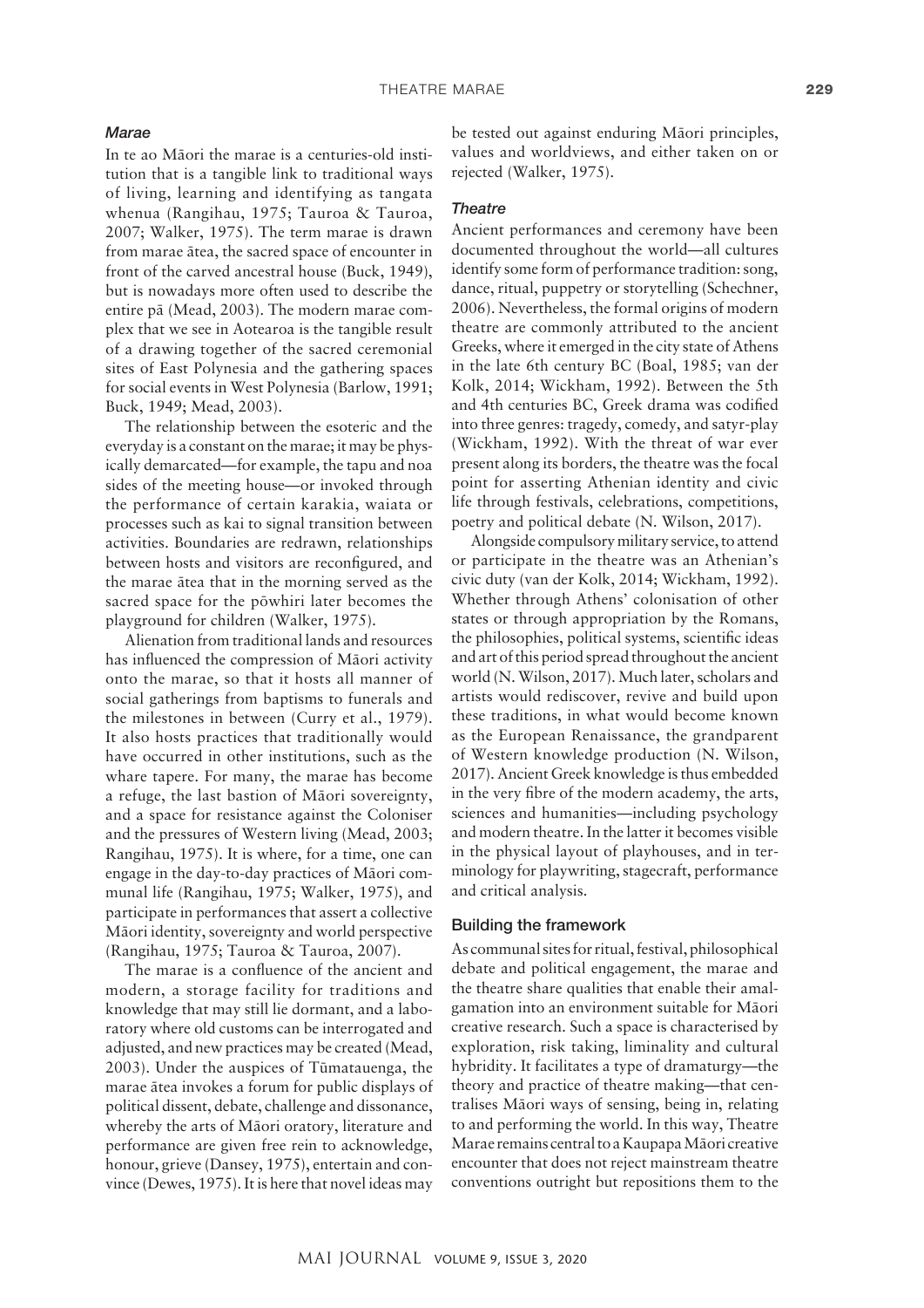### *Marae*

In te ao Māori the marae is a centuries-old institution that is a tangible link to traditional ways of living, learning and identifying as tangata whenua (Rangihau, 1975; Tauroa & Tauroa, 2007; Walker, 1975). The term marae is drawn from marae ātea, the sacred space of encounter in front of the carved ancestral house (Buck, 1949), but is nowadays more often used to describe the entire pā (Mead, 2003). The modern marae complex that we see in Aotearoa is the tangible result of a drawing together of the sacred ceremonial sites of East Polynesia and the gathering spaces for social events in West Polynesia (Barlow, 1991; Buck, 1949; Mead, 2003).

The relationship between the esoteric and the everyday is a constant on the marae; it may be physically demarcated—for example, the tapu and noa sides of the meeting house—or invoked through the performance of certain karakia, waiata or processes such as kai to signal transition between activities. Boundaries are redrawn, relationships between hosts and visitors are reconfigured, and the marae ātea that in the morning served as the sacred space for the pōwhiri later becomes the playground for children (Walker, 1975).

Alienation from traditional lands and resources has influenced the compression of Māori activity onto the marae, so that it hosts all manner of social gatherings from baptisms to funerals and the milestones in between (Curry et al., 1979). It also hosts practices that traditionally would have occurred in other institutions, such as the whare tapere. For many, the marae has become a refuge, the last bastion of Māori sovereignty, and a space for resistance against the Coloniser and the pressures of Western living (Mead, 2003; Rangihau, 1975). It is where, for a time, one can engage in the day-to-day practices of Māori communal life (Rangihau, 1975; Walker, 1975), and participate in performances that assert a collective Māori identity, sovereignty and world perspective (Rangihau, 1975; Tauroa & Tauroa, 2007).

The marae is a confluence of the ancient and modern, a storage facility for traditions and knowledge that may still lie dormant, and a laboratory where old customs can be interrogated and adjusted, and new practices may be created (Mead, 2003). Under the auspices of Tūmatauenga, the marae ātea invokes a forum for public displays of political dissent, debate, challenge and dissonance, whereby the arts of Māori oratory, literature and performance are given free rein to acknowledge, honour, grieve (Dansey, 1975), entertain and convince (Dewes, 1975). It is here that novel ideas may be tested out against enduring Māori principles, values and worldviews, and either taken on or rejected (Walker, 1975).

### *Theatre*

Ancient performances and ceremony have been documented throughout the world—all cultures identify some form of performance tradition: song, dance, ritual, puppetry or storytelling (Schechner, 2006). Nevertheless, the formal origins of modern theatre are commonly attributed to the ancient Greeks, where it emerged in the city state of Athens in the late 6th century BC (Boal, 1985; van der Kolk, 2014; Wickham, 1992). Between the 5th and 4th centuries BC, Greek drama was codified into three genres: tragedy, comedy, and satyr-play (Wickham, 1992). With the threat of war ever present along its borders, the theatre was the focal point for asserting Athenian identity and civic life through festivals, celebrations, competitions, poetry and political debate (N. Wilson, 2017).

Alongside compulsory military service, to attend or participate in the theatre was an Athenian's civic duty (van der Kolk, 2014; Wickham, 1992). Whether through Athens' colonisation of other states or through appropriation by the Romans, the philosophies, political systems, scientific ideas and art of this period spread throughout the ancient world (N. Wilson, 2017). Much later, scholars and artists would rediscover, revive and build upon these traditions, in what would become known as the European Renaissance, the grandparent of Western knowledge production (N. Wilson, 2017). Ancient Greek knowledge is thus embedded in the very fibre of the modern academy, the arts, sciences and humanities—including psychology and modern theatre. In the latter it becomes visible in the physical layout of playhouses, and in terminology for playwriting, stagecraft, performance and critical analysis.

## Building the framework

As communal sites for ritual, festival, philosophical debate and political engagement, the marae and the theatre share qualities that enable their amalgamation into an environment suitable for Māori creative research. Such a space is characterised by exploration, risk taking, liminality and cultural hybridity. It facilitates a type of dramaturgy—the theory and practice of theatre making—that centralises Māori ways of sensing, being in, relating to and performing the world. In this way, Theatre Marae remains central to a Kaupapa Māori creative encounter that does not reject mainstream theatre conventions outright but repositions them to the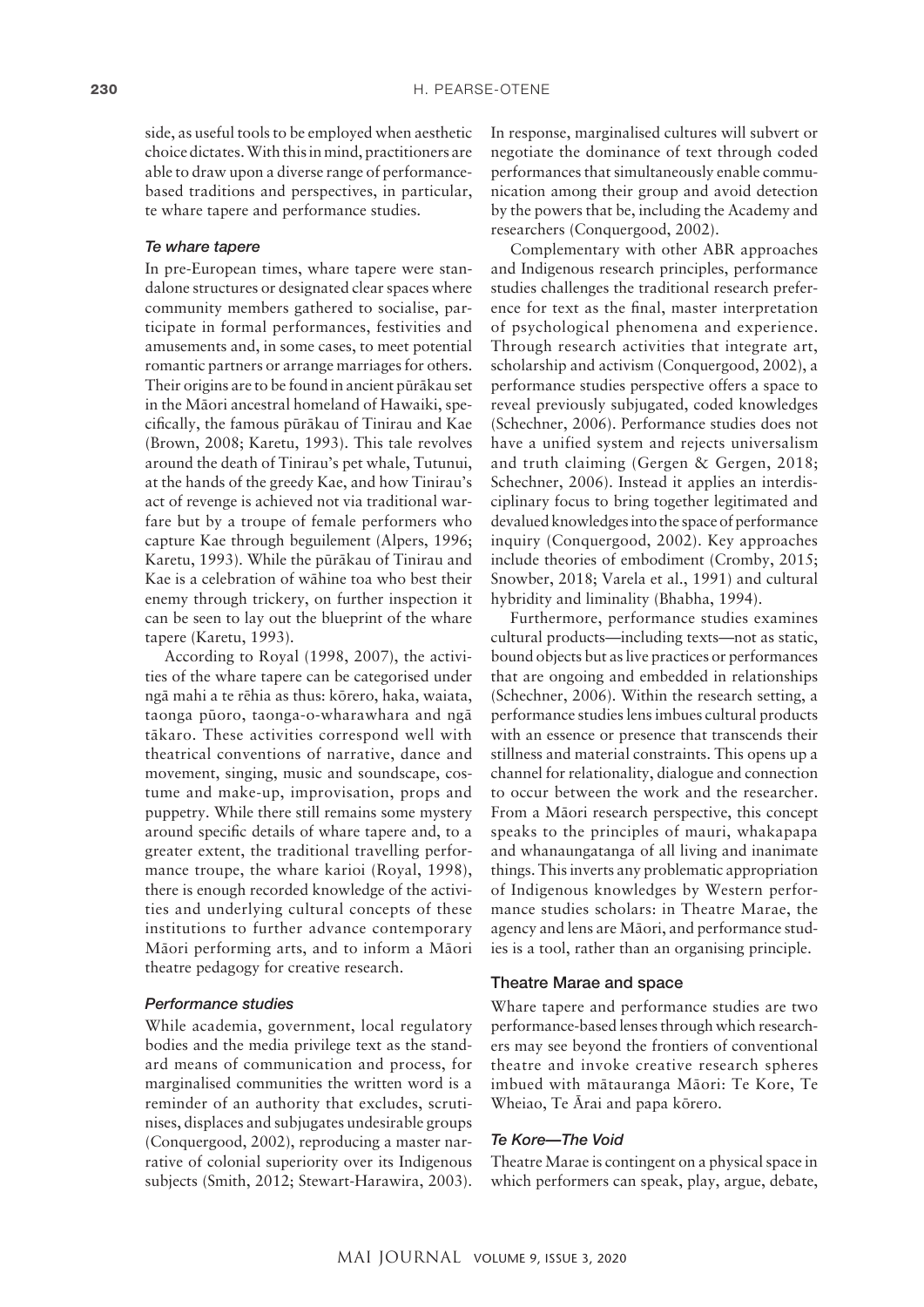side, as useful tools to be employed when aesthetic choice dictates. With this in mind, practitioners are able to draw upon a diverse range of performance-based traditions and perspectives, in particular, te whare tapere and performance studies.

### *Te whare tapere*

In pre-European times, whare tapere were standalone structures or designated clear spaces where community members gathered to socialise, participate in formal performances, festivities and amusements and, in some cases, to meet potential romantic partners or arrange marriages for others. Their origins are to be found in ancient pūrākau set in the Māori ancestral homeland of Hawaiki, specifically, the famous pūrākau of Tinirau and Kae (Brown, 2008; Karetu, 1993). This tale revolves around the death of Tinirau's pet whale, Tutunui, at the hands of the greedy Kae, and how Tinirau's act of revenge is achieved not via traditional warfare but by a troupe of female performers who capture Kae through beguilement (Alpers, 1996; Karetu, 1993). While the pūrākau of Tinirau and Kae is a celebration of wāhine toa who best their enemy through trickery, on further inspection it can be seen to lay out the blueprint of the whare tapere (Karetu, 1993).

According to Royal (1998, 2007), the activities of the whare tapere can be categorised under ngā mahi a te rēhia as thus: kōrero, haka, waiata, taonga pūoro, taonga-o-wharawhara and ngā tākaro. These activities correspond well with theatrical conventions of narrative, dance and movement, singing, music and soundscape, costume and make-up, improvisation, props and puppetry. While there still remains some mystery around specific details of whare tapere and, to a greater extent, the traditional travelling performance troupe, the whare karioi (Royal, 1998), there is enough recorded knowledge of the activities and underlying cultural concepts of these institutions to further advance contemporary Māori performing arts, and to inform a Māori theatre pedagogy for creative research.

### *Performance studies*

While academia, government, local regulatory bodies and the media privilege text as the standard means of communication and process, for marginalised communities the written word is a reminder of an authority that excludes, scrutinises, displaces and subjugates undesirable groups (Conquergood, 2002), reproducing a master narrative of colonial superiority over its Indigenous subjects (Smith, 2012; Stewart-Harawira, 2003). In response, marginalised cultures will subvert or negotiate the dominance of text through coded performances that simultaneously enable communication among their group and avoid detection by the powers that be, including the Academy and researchers (Conquergood, 2002).

Complementary with other ABR approaches and Indigenous research principles, performance studies challenges the traditional research preference for text as the final, master interpretation of psychological phenomena and experience. Through research activities that integrate art, scholarship and activism (Conquergood, 2002), a performance studies perspective offers a space to reveal previously subjugated, coded knowledges (Schechner, 2006). Performance studies does not have a unified system and rejects universalism and truth claiming (Gergen & Gergen, 2018; Schechner, 2006). Instead it applies an interdisciplinary focus to bring together legitimated and devalued knowledges into the space of performance inquiry (Conquergood, 2002). Key approaches include theories of embodiment (Cromby, 2015; Snowber, 2018; Varela et al., 1991) and cultural hybridity and liminality (Bhabha, 1994).

Furthermore, performance studies examines cultural products—including texts—not as static, bound objects but as live practices or performances that are ongoing and embedded in relationships (Schechner, 2006). Within the research setting, a performance studies lens imbues cultural products with an essence or presence that transcends their stillness and material constraints. This opens up a channel for relationality, dialogue and connection to occur between the work and the researcher. From a Māori research perspective, this concept speaks to the principles of mauri, whakapapa and whanaungatanga of all living and inanimate things. This inverts any problematic appropriation of Indigenous knowledges by Western performance studies scholars: in Theatre Marae, the agency and lens are Māori, and performance studies is a tool, rather than an organising principle.

## Theatre Marae and space

Whare tapere and performance studies are two performance-based lenses through which researchers may see beyond the frontiers of conventional theatre and invoke creative research spheres imbued with mātauranga Māori: Te Kore, Te Wheiao, Te Ārai and papa kōrero.

### *Te Kore—The Void*

Theatre Marae is contingent on a physical space in which performers can speak, play, argue, debate,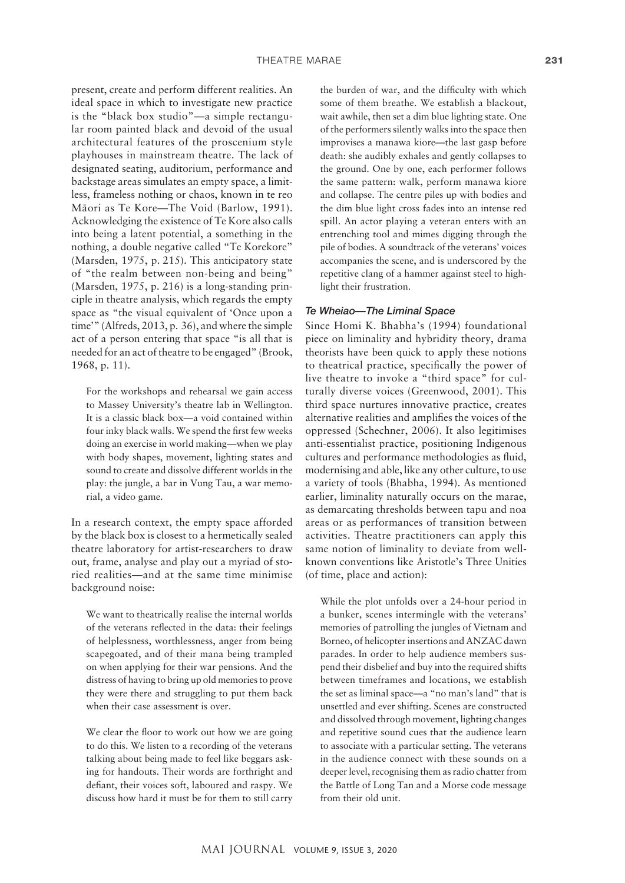present, create and perform different realities. An ideal space in which to investigate new practice is the "black box studio"—a simple rectangular room painted black and devoid of the usual architectural features of the proscenium style playhouses in mainstream theatre. The lack of designated seating, auditorium, performance and backstage areas simulates an empty space, a limitless, frameless nothing or chaos, known in te reo Māori as Te Kore—The Void (Barlow, 1991). Acknowledging the existence of Te Kore also calls into being a latent potential, a something in the nothing, a double negative called "Te Korekore" (Marsden, 1975, p. 215). This anticipatory state of "the realm between non-being and being" (Marsden, 1975, p. 216) is a long-standing principle in theatre analysis, which regards the empty space as "the visual equivalent of 'Once upon a time'" (Alfreds, 2013, p. 36), and where the simple act of a person entering that space "is all that is needed for an act of theatre to be engaged" (Brook, 1968, p. 11).

> For the workshops and rehearsal we gain access to Massey University's theatre lab in Wellington. It is a classic black box—a void contained within four inky black walls. We spend the first few weeks doing an exercise in world making—when we play with body shapes, movement, lighting states and sound to create and dissolve different worlds in the play: the jungle, a bar in Vung Tau, a war memorial, a video game.

In a research context, the empty space afforded by the black box is closest to a hermetically sealed theatre laboratory for artist-researchers to draw out, frame, analyse and play out a myriad of storied realities—and at the same time minimise background noise:

> We want to theatrically realise the internal worlds of the veterans reflected in the data: their feelings of helplessness, worthlessness, anger from being scapegoated, and of their mana being trampled on when applying for their war pensions. And the distress of having to bring up old memories to prove they were there and struggling to put them back when their case assessment is over.
>
> We clear the floor to work out how we are going to do this. We listen to a recording of the veterans talking about being made to feel like beggars asking for handouts. Their words are forthright and defiant, their voices soft, laboured and raspy. We discuss how hard it must be for them to still carry the burden of war, and the difficulty with which some of them breathe. We establish a blackout, wait awhile, then set a dim blue lighting state. One of the performers silently walks into the space then improvises a manawa kiore—the last gasp before death: she audibly exhales and gently collapses to the ground. One by one, each performer follows the same pattern: walk, perform manawa kiore and collapse. The centre piles up with bodies and the dim blue light cross fades into an intense red spill. An actor playing a veteran enters with an entrenching tool and mimes digging through the pile of bodies. A soundtrack of the veterans' voices accompanies the scene, and is underscored by the repetitive clang of a hammer against steel to highlight their frustration.

### *Te Wheiao—The Liminal Space*

Since Homi K. Bhabha's (1994) foundational piece on liminality and hybridity theory, drama theorists have been quick to apply these notions to theatrical practice, specifically the power of live theatre to invoke a "third space" for culturally diverse voices (Greenwood, 2001). This third space nurtures innovative practice, creates alternative realities and amplifies the voices of the oppressed (Schechner, 2006). It also legitimises anti-essentialist practice, positioning Indigenous cultures and performance methodologies as fluid, modernising and able, like any other culture, to use a variety of tools (Bhabha, 1994). As mentioned earlier, liminality naturally occurs on the marae, as demarcating thresholds between tapu and noa areas or as performances of transition between activities. Theatre practitioners can apply this same notion of liminality to deviate from well-known conventions like Aristotle's Three Unities (of time, place and action):

> While the plot unfolds over a 24-hour period in a bunker, scenes intermingle with the veterans' memories of patrolling the jungles of Vietnam and Borneo, of helicopter insertions and ANZAC dawn parades. In order to help audience members suspend their disbelief and buy into the required shifts between timeframes and locations, we establish the set as liminal space—a "no man's land" that is unsettled and ever shifting. Scenes are constructed and dissolved through movement, lighting changes and repetitive sound cues that the audience learn to associate with a particular setting. The veterans in the audience connect with these sounds on a deeper level, recognising them as radio chatter from the Battle of Long Tan and a Morse code message from their old unit.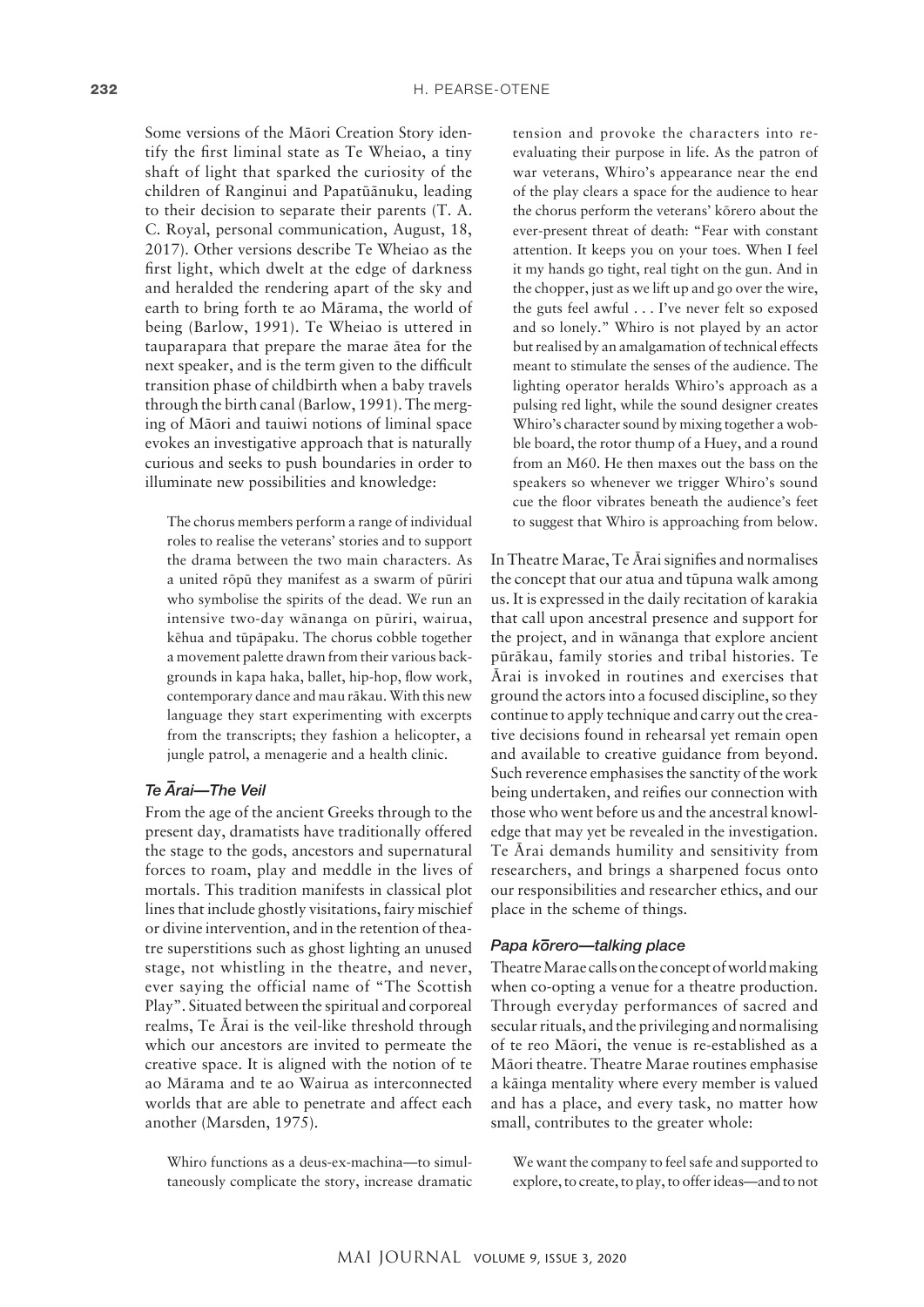Some versions of the Māori Creation Story identify the first liminal state as Te Wheiao, a tiny shaft of light that sparked the curiosity of the children of Ranginui and Papatūānuku, leading to their decision to separate their parents (T. A. C. Royal, personal communication, August, 18, 2017). Other versions describe Te Wheiao as the first light, which dwelt at the edge of darkness and heralded the rendering apart of the sky and earth to bring forth te ao Mārama, the world of being (Barlow, 1991). Te Wheiao is uttered in tauparapara that prepare the marae ātea for the next speaker, and is the term given to the difficult transition phase of childbirth when a baby travels through the birth canal (Barlow, 1991). The merging of Māori and tauiwi notions of liminal space evokes an investigative approach that is naturally curious and seeks to push boundaries in order to illuminate new possibilities and knowledge:

> The chorus members perform a range of individual roles to realise the veterans' stories and to support the drama between the two main characters. As a united rōpū they manifest as a swarm of pūriri who symbolise the spirits of the dead. We run an intensive two-day wānanga on pūriri, wairua, kēhua and tūpāpaku. The chorus cobble together a movement palette drawn from their various backgrounds in kapa haka, ballet, hip-hop, flow work, contemporary dance and mau rākau. With this new language they start experimenting with excerpts from the transcripts; they fashion a helicopter, a jungle patrol, a menagerie and a health clinic.

### *Te Ārai—The Veil*

From the age of the ancient Greeks through to the present day, dramatists have traditionally offered the stage to the gods, ancestors and supernatural forces to roam, play and meddle in the lives of mortals. This tradition manifests in classical plot lines that include ghostly visitations, fairy mischief or divine intervention, and in the retention of theatre superstitions such as ghost lighting an unused stage, not whistling in the theatre, and never, ever saying the official name of "The Scottish Play". Situated between the spiritual and corporeal realms, Te Ārai is the veil-like threshold through which our ancestors are invited to permeate the creative space. It is aligned with the notion of te ao Mārama and te ao Wairua as interconnected worlds that are able to penetrate and affect each another (Marsden, 1975).

> Whiro functions as a deus-ex-machina—to simultaneously complicate the story, increase dramatic tension and provoke the characters into re-evaluating their purpose in life. As the patron of war veterans, Whiro's appearance near the end of the play clears a space for the audience to hear the chorus perform the veterans' kōrero about the ever-present threat of death: "Fear with constant attention. It keeps you on your toes. When I feel it my hands go tight, real tight on the gun. And in the chopper, just as we lift up and go over the wire, the guts feel awful . . . I've never felt so exposed and so lonely." Whiro is not played by an actor but realised by an amalgamation of technical effects meant to stimulate the senses of the audience. The lighting operator heralds Whiro's approach as a pulsing red light, while the sound designer creates Whiro's character sound by mixing together a wobble board, the rotor thump of a Huey, and a round from an M60. He then maxes out the bass on the speakers so whenever we trigger Whiro's sound cue the floor vibrates beneath the audience's feet to suggest that Whiro is approaching from below.

In Theatre Marae, Te Ārai signifies and normalises the concept that our atua and tūpuna walk among us. It is expressed in the daily recitation of karakia that call upon ancestral presence and support for the project, and in wānanga that explore ancient pūrākau, family stories and tribal histories. Te Ārai is invoked in routines and exercises that ground the actors into a focused discipline, so they continue to apply technique and carry out the creative decisions found in rehearsal yet remain open and available to creative guidance from beyond. Such reverence emphasises the sanctity of the work being undertaken, and reifies our connection with those who went before us and the ancestral knowledge that may yet be revealed in the investigation. Te Ārai demands humility and sensitivity from researchers, and brings a sharpened focus onto our responsibilities and researcher ethics, and our place in the scheme of things.

### *Papa kōrero—talking place*

Theatre Marae calls on the concept of world making when co-opting a venue for a theatre production. Through everyday performances of sacred and secular rituals, and the privileging and normalising of te reo Māori, the venue is re-established as a Māori theatre. Theatre Marae routines emphasise a kāinga mentality where every member is valued and has a place, and every task, no matter how small, contributes to the greater whole:

> We want the company to feel safe and supported to explore, to create, to play, to offer ideas—and to not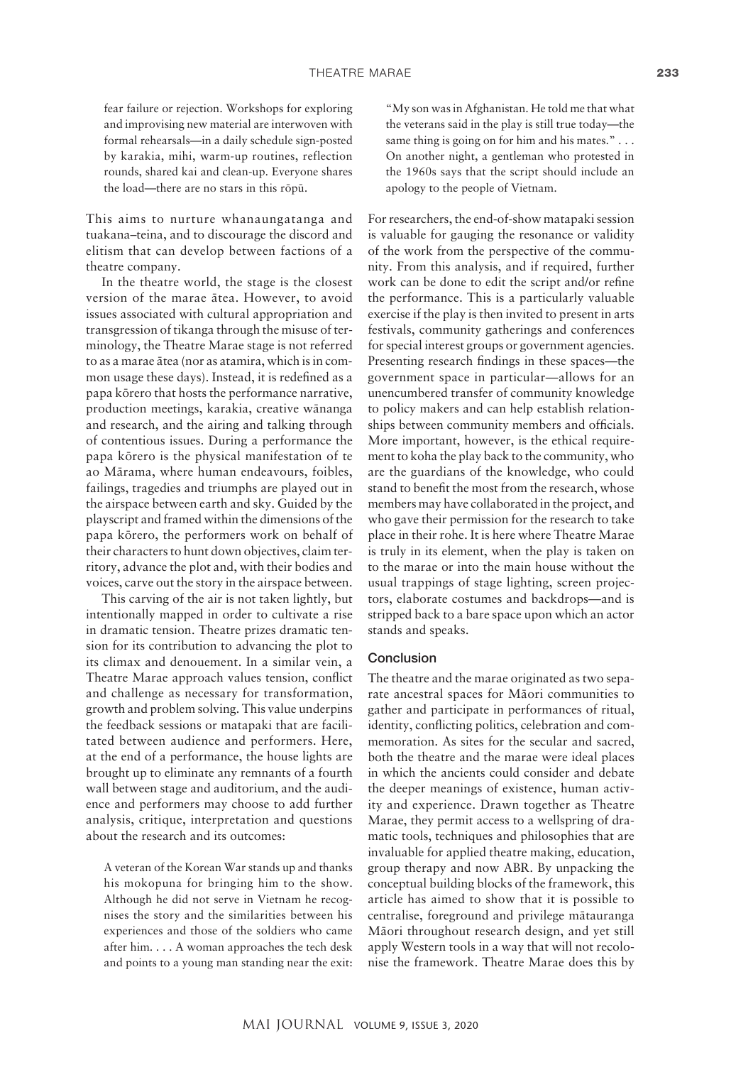fear failure or rejection. Workshops for exploring and improvising new material are interwoven with formal rehearsals—in a daily schedule sign-posted by karakia, mihi, warm-up routines, reflection rounds, shared kai and clean-up. Everyone shares the load—there are no stars in this rōpū.

This aims to nurture whanaungatanga and tuakana–teina, and to discourage the discord and elitism that can develop between factions of a theatre company.

In the theatre world, the stage is the closest version of the marae ātea. However, to avoid issues associated with cultural appropriation and transgression of tikanga through the misuse of terminology, the Theatre Marae stage is not referred to as a marae ātea (nor as atamira, which is in common usage these days). Instead, it is redefined as a papa kōrero that hosts the performance narrative, production meetings, karakia, creative wānanga and research, and the airing and talking through of contentious issues. During a performance the papa kōrero is the physical manifestation of te ao Mārama, where human endeavours, foibles, failings, tragedies and triumphs are played out in the airspace between earth and sky. Guided by the playscript and framed within the dimensions of the papa kōrero, the performers work on behalf of their characters to hunt down objectives, claim territory, advance the plot and, with their bodies and voices, carve out the story in the airspace between.

This carving of the air is not taken lightly, but intentionally mapped in order to cultivate a rise in dramatic tension. Theatre prizes dramatic tension for its contribution to advancing the plot to its climax and denouement. In a similar vein, a Theatre Marae approach values tension, conflict and challenge as necessary for transformation, growth and problem solving. This value underpins the feedback sessions or matapaki that are facilitated between audience and performers. Here, at the end of a performance, the house lights are brought up to eliminate any remnants of a fourth wall between stage and auditorium, and the audience and performers may choose to add further analysis, critique, interpretation and questions about the research and its outcomes:

> A veteran of the Korean War stands up and thanks his mokopuna for bringing him to the show. Although he did not serve in Vietnam he recognises the story and the similarities between his experiences and those of the soldiers who came after him. . . . A woman approaches the tech desk and points to a young man standing near the exit: "My son was in Afghanistan. He told me that what the veterans said in the play is still true today—the same thing is going on for him and his mates." . . . On another night, a gentleman who protested in the 1960s says that the script should include an apology to the people of Vietnam.

For researchers, the end-of-show matapaki session is valuable for gauging the resonance or validity of the work from the perspective of the community. From this analysis, and if required, further work can be done to edit the script and/or refine the performance. This is a particularly valuable exercise if the play is then invited to present in arts festivals, community gatherings and conferences for special interest groups or government agencies. Presenting research findings in these spaces—the government space in particular—allows for an unencumbered transfer of community knowledge to policy makers and can help establish relationships between community members and officials. More important, however, is the ethical requirement to koha the play back to the community, who are the guardians of the knowledge, who could stand to benefit the most from the research, whose members may have collaborated in the project, and who gave their permission for the research to take place in their rohe. It is here where Theatre Marae is truly in its element, when the play is taken on to the marae or into the main house without the usual trappings of stage lighting, screen projectors, elaborate costumes and backdrops—and is stripped back to a bare space upon which an actor stands and speaks.

## Conclusion

The theatre and the marae originated as two separate ancestral spaces for Māori communities to gather and participate in performances of ritual, identity, conflicting politics, celebration and commemoration. As sites for the secular and sacred, both the theatre and the marae were ideal places in which the ancients could consider and debate the deeper meanings of existence, human activity and experience. Drawn together as Theatre Marae, they permit access to a wellspring of dramatic tools, techniques and philosophies that are invaluable for applied theatre making, education, group therapy and now ABR. By unpacking the conceptual building blocks of the framework, this article has aimed to show that it is possible to centralise, foreground and privilege mātauranga Māori throughout research design, and yet still apply Western tools in a way that will not recolonise the framework. Theatre Marae does this by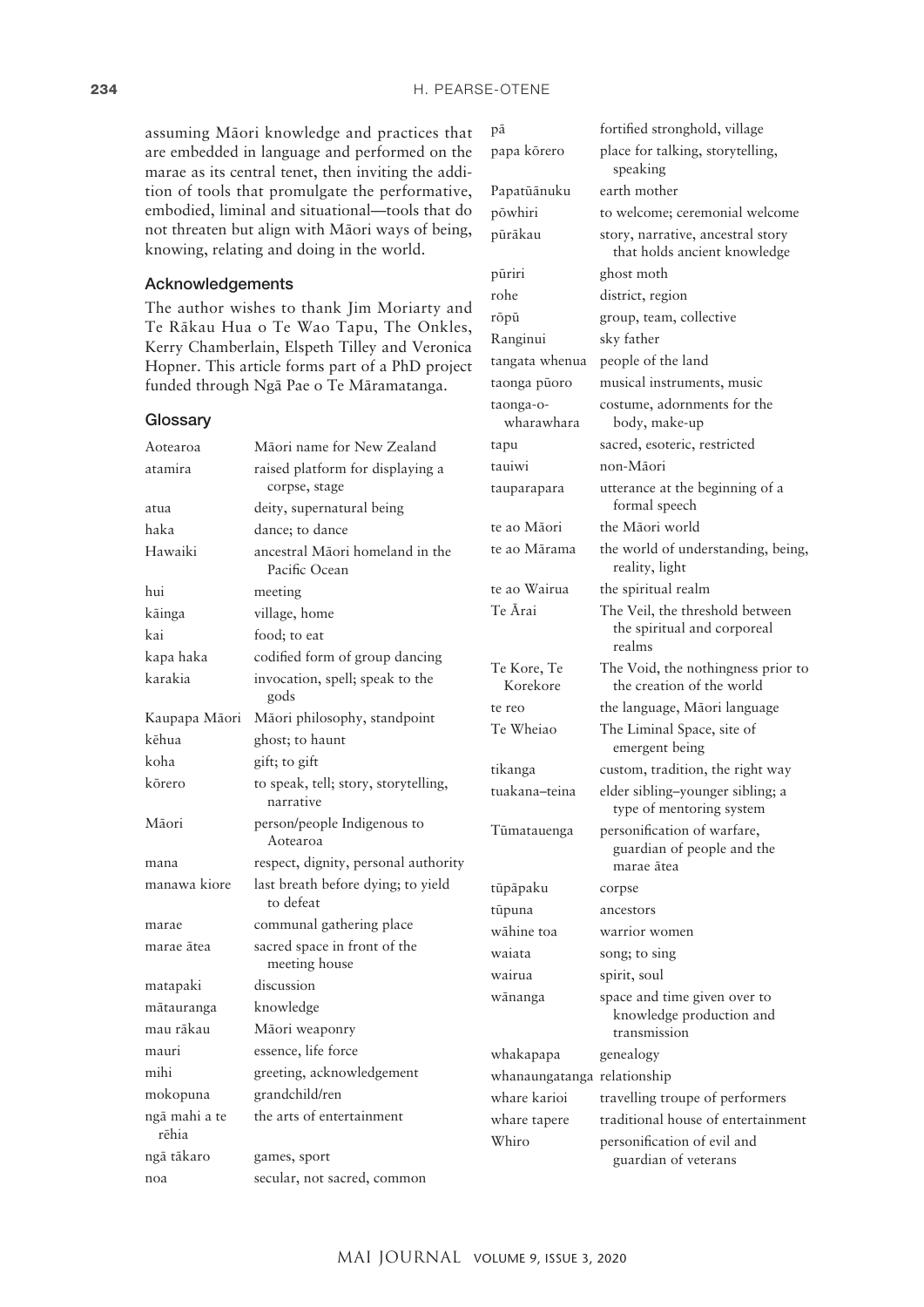assuming Māori knowledge and practices that are embedded in language and performed on the marae as its central tenet, then inviting the addition of tools that promulgate the performative, embodied, liminal and situational—tools that do not threaten but align with Māori ways of being, knowing, relating and doing in the world.

## Acknowledgements

The author wishes to thank Jim Moriarty and Te Rākau Hua o Te Wao Tapu, The Onkles, Kerry Chamberlain, Elspeth Tilley and Veronica Hopner. This article forms part of a PhD project funded through Ngā Pae o Te Māramatanga.

## Glossary

| | |
|---|---|
| Aotearoa | Māori name for New Zealand |
| atamira | raised platform for displaying a corpse, stage |
| atua | deity, supernatural being |
| haka | dance; to dance |
| Hawaiki | ancestral Māori homeland in the Pacific Ocean |
| hui | meeting |
| kāinga | village, home |
| kai | food; to eat |
| kapa haka | codified form of group dancing |
| karakia | invocation, spell; speak to the gods |
| Kaupapa Māori | Māori philosophy, standpoint |
| kēhua | ghost; to haunt |
| koha | gift; to gift |
| kōrero | to speak, tell; story, storytelling, narrative |
| Māori | person/people Indigenous to Aotearoa |
| mana | respect, dignity, personal authority |
| manawa kiore | last breath before dying; to yield to defeat |
| marae | communal gathering place |
| marae ātea | sacred space in front of the meeting house |
| matapaki | discussion |
| mātauranga | knowledge |
| mau rākau | Māori weaponry |
| mauri | essence, life force |
| mihi | greeting, acknowledgement |
| mokopuna | grandchild/ren |
| ngā mahi a te rēhia | the arts of entertainment |
| ngā tākaro | games, sport |
| noa | secular, not sacred, common |
| pā | fortified stronghold, village |
| papa kōrero | place for talking, storytelling, speaking |
| Papatūānuku | earth mother |
| pōwhiri | to welcome; ceremonial welcome |
| pūrākau | story, narrative, ancestral story that holds ancient knowledge |
| pūriri | ghost moth |
| rohe | district, region |
| rōpū | group, team, collective |
| Ranginui | sky father |
| tangata whenua | people of the land |
| taonga pūoro | musical instruments, music |
| taonga-o-wharawhara | costume, adornments for the body, make-up |
| tapu | sacred, esoteric, restricted |
| tauiwi | non-Māori |
| tauparapara | utterance at the beginning of a formal speech |
| te ao Māori | the Māori world |
| te ao Mārama | the world of understanding, being, reality, light |
| te ao Wairua | the spiritual realm |
| Te Ārai | The Veil, the threshold between the spiritual and corporeal realms |
| Te Kore, Te Korekore | The Void, the nothingness prior to the creation of the world |
| te reo | the language, Māori language |
| Te Wheiao | The Liminal Space, site of emergent being |
| tikanga | custom, tradition, the right way |
| tuakana–teina | elder sibling–younger sibling; a type of mentoring system |
| Tūmatauenga | personification of warfare, guardian of people and the marae ātea |
| tūpāpaku | corpse |
| tūpuna | ancestors |
| wāhine toa | warrior women |
| waiata | song; to sing |
| wairua | spirit, soul |
| wānanga | space and time given over to knowledge production and transmission |
| whakapapa | genealogy |
| whanaungatanga | relationship |
| whare karioi | travelling troupe of performers |
| whare tapere | traditional house of entertainment |
| Whiro | personification of evil and guardian of veterans |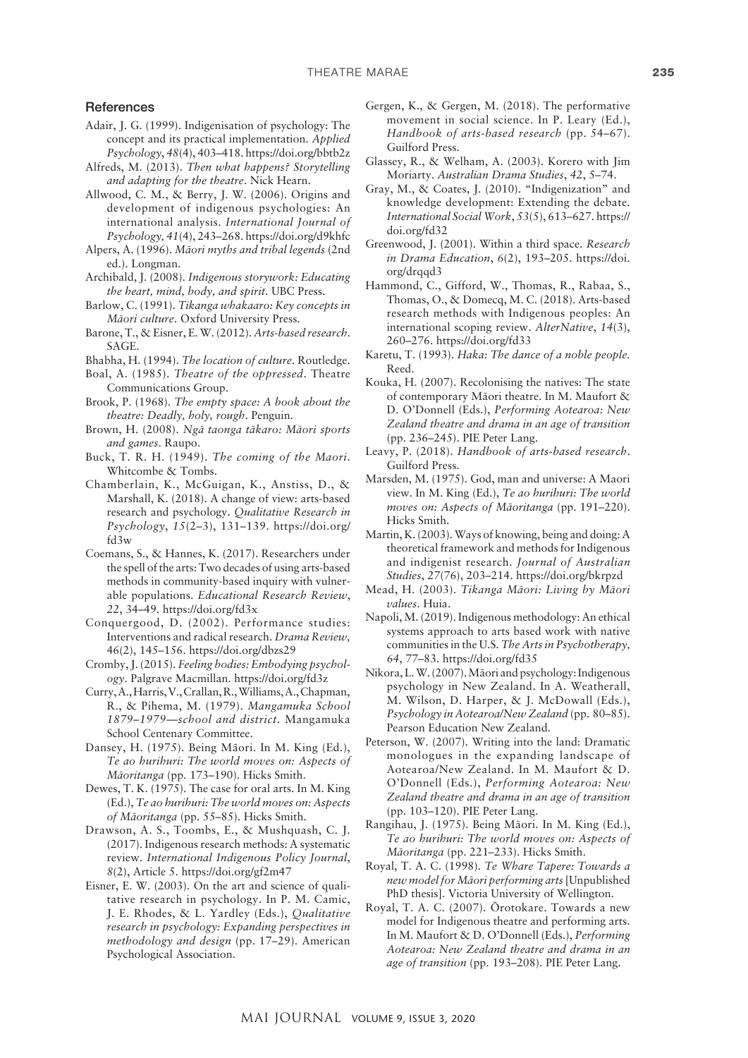## References

Adair, J. G. (1999). Indigenisation of psychology: The concept and its practical implementation. *Applied Psychology*, *48*(4), 403–418. https://doi.org/bbtb2z

Alfreds, M. (2013). *Then what happens? Storytelling and adapting for the theatre*. Nick Hearn.

Allwood, C. M., & Berry, J. W. (2006). Origins and development of indigenous psychologies: An international analysis. *International Journal of Psychology, 41*(4), 243–268. https://doi.org/d9khfc

Alpers, A. (1996). *Māori myths and tribal legends* (2nd ed.). Longman.

Archibald, J. (2008). *Indigenous storywork: Educating the heart, mind, body, and spirit*. UBC Press.

Barlow, C. (1991). *Tikanga whakaaro: Key concepts in Māori culture*. Oxford University Press.

Barone, T., & Eisner, E. W. (2012). *Arts-based research*. SAGE.

Bhabha, H. (1994). *The location of culture*. Routledge.

Boal, A. (1985). *Theatre of the oppressed*. Theatre Communications Group.

Brook, P. (1968). *The empty space: A book about the theatre: Deadly, holy, rough*. Penguin.

Brown, H. (2008). *Ngā taonga tākaro: Māori sports and games*. Raupo.

Buck, T. R. H. (1949). *The coming of the Maori*. Whitcombe & Tombs.

Chamberlain, K., McGuigan, K., Anstiss, D., & Marshall, K. (2018). A change of view: arts-based research and psychology. *Qualitative Research in Psychology*, *15*(2–3), 131–139. https://doi.org/fd3w

Coemans, S., & Hannes, K. (2017). Researchers under the spell of the arts: Two decades of using arts-based methods in community-based inquiry with vulnerable populations. *Educational Research Review*, *22*, 34–49. https://doi.org/fd3x

Conquergood, D. (2002). Performance studies: Interventions and radical research. *Drama Review,* 46(2), 145–156. https://doi.org/dbzs29

Cromby, J. (2015). *Feeling bodies: Embodying psychology*. Palgrave Macmillan. https://doi.org/fd3z

Curry, A., Harris, V., Crallan, R., Williams, A., Chapman, R., & Pihema, M. (1979). *Mangamuka School 1879–1979—school and district*. Mangamuka School Centenary Committee.

Dansey, H. (1975). Being Māori. In M. King (Ed.), *Te ao hurihuri: The world moves on: Aspects of Māoritanga* (pp. 173–190). Hicks Smith.

Dewes, T. K. (1975). The case for oral arts. In M. King (Ed.), *Te ao hurihuri: The world moves on: Aspects of Māoritanga* (pp. 55–85). Hicks Smith.

Drawson, A. S., Toombs, E., & Mushquash, C. J. (2017). Indigenous research methods: A systematic review. *International Indigenous Policy Journal*, *8*(2), Article 5. https://doi.org/gf2m47

Eisner, E. W. (2003). On the art and science of qualitative research in psychology. In P. M. Camic, J. E. Rhodes, & L. Yardley (Eds.), *Qualitative research in psychology: Expanding perspectives in methodology and design* (pp. 17–29). American Psychological Association.

Gergen, K., & Gergen, M. (2018). The performative movement in social science. In P. Leary (Ed.), *Handbook of arts-based research* (pp. 54–67). Guilford Press.

Glassey, R., & Welham, A. (2003). Korero with Jim Moriarty. *Australian Drama Studies*, *42*, 5–74.

Gray, M., & Coates, J. (2010). "Indigenization" and knowledge development: Extending the debate. *International Social Work*, *53*(5), 613–627. https://doi.org/fd32

Greenwood, J. (2001). Within a third space. *Research in Drama Education*, *6*(2), 193–205. https://doi.org/drqqd3

Hammond, C., Gifford, W., Thomas, R., Rabaa, S., Thomas, O., & Domecq, M. C. (2018). Arts-based research methods with Indigenous peoples: An international scoping review. *AlterNative*, *14*(3), 260–276. https://doi.org/fd33

Karetu, T. (1993). *Haka: The dance of a noble people*. Reed.

Kouka, H. (2007). Recolonising the natives: The state of contemporary Māori theatre. In M. Maufort & D. O'Donnell (Eds.), *Performing Aotearoa: New Zealand theatre and drama in an age of transition* (pp. 236–245). PIE Peter Lang.

Leavy, P. (2018). *Handbook of arts-based research*. Guilford Press.

Marsden, M. (1975). God, man and universe: A Maori view. In M. King (Ed.), *Te ao hurihuri: The world moves on: Aspects of Māoritanga* (pp. 191–220). Hicks Smith.

Martin, K. (2003). Ways of knowing, being and doing: A theoretical framework and methods for Indigenous and indigenist research. *Journal of Australian Studies*, *27*(76), 203–214. https://doi.org/bkrpzd

Mead, H. (2003). *Tikanga Māori: Living by Māori values*. Huia.

Napoli, M. (2019). Indigenous methodology: An ethical systems approach to arts based work with native communities in the U.S. *The Arts in Psychotherapy, 64*, 77–83. https://doi.org/fd35

Nikora, L. W. (2007). Māori and psychology: Indigenous psychology in New Zealand. In A. Weatherall, M. Wilson, D. Harper, & J. McDowall (Eds.), *Psychology in Aotearoa/New Zealand* (pp. 80–85). Pearson Education New Zealand.

Peterson, W. (2007). Writing into the land: Dramatic monologues in the expanding landscape of Aotearoa/New Zealand. In M. Maufort & D. O'Donnell (Eds.), *Performing Aotearoa: New Zealand theatre and drama in an age of transition* (pp. 103–120). PIE Peter Lang.

Rangihau, J. (1975). Being Māori. In M. King (Ed.), *Te ao hurihuri: The world moves on: Aspects of Māoritanga* (pp. 221–233). Hicks Smith.

Royal, T. A. C. (1998). *Te Whare Tapere: Towards a new model for Māori performing arts* [Unpublished PhD thesis]. Victoria University of Wellington.

Royal, T. A. C. (2007). Ōrotokare. Towards a new model for Indigenous theatre and performing arts. In M. Maufort & D. O'Donnell (Eds.), *Performing Aotearoa: New Zealand theatre and drama in an age of transition* (pp. 193–208). PIE Peter Lang.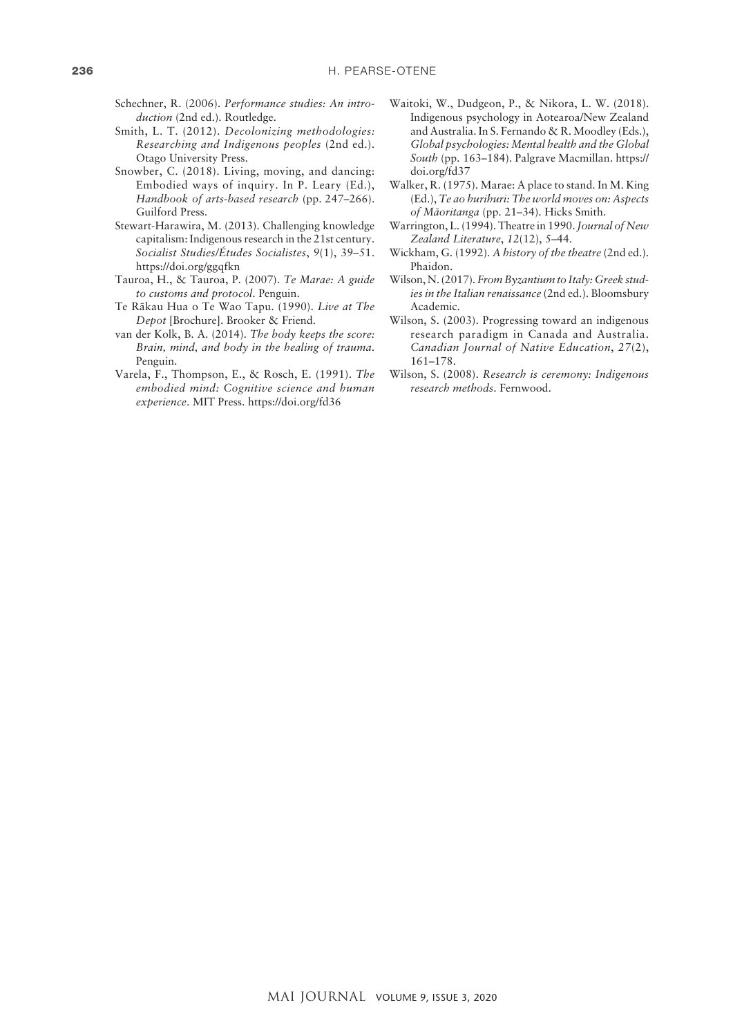Schechner, R. (2006). *Performance studies: An introduction* (2nd ed.). Routledge.

Smith, L. T. (2012). *Decolonizing methodologies: Researching and Indigenous peoples* (2nd ed.). Otago University Press.

Snowber, C. (2018). Living, moving, and dancing: Embodied ways of inquiry. In P. Leary (Ed.), *Handbook of arts-based research* (pp. 247–266). Guilford Press.

Stewart-Harawira, M. (2013). Challenging knowledge capitalism: Indigenous research in the 21st century. *Socialist Studies/Études Socialistes*, *9*(1), 39–51. https://doi.org/ggqfkn

Tauroa, H., & Tauroa, P. (2007). *Te Marae: A guide to customs and protocol*. Penguin.

Te Rākau Hua o Te Wao Tapu. (1990). *Live at The Depot* [Brochure]. Brooker & Friend.

van der Kolk, B. A. (2014). *The body keeps the score: Brain, mind, and body in the healing of trauma*. Penguin.

Varela, F., Thompson, E., & Rosch, E. (1991). *The embodied mind: Cognitive science and human experience*. MIT Press. https://doi.org/fd36

Waitoki, W., Dudgeon, P., & Nikora, L. W. (2018). Indigenous psychology in Aotearoa/New Zealand and Australia. In S. Fernando & R. Moodley (Eds.), *Global psychologies: Mental health and the Global South* (pp. 163–184). Palgrave Macmillan. https://doi.org/fd37

Walker, R. (1975). Marae: A place to stand. In M. King (Ed.), *Te ao hurihuri: The world moves on: Aspects of Māoritanga* (pp. 21–34). Hicks Smith.

Warrington, L. (1994). Theatre in 1990. *Journal of New Zealand Literature*, *12*(12), 5–44.

Wickham, G. (1992). *A history of the theatre* (2nd ed.). Phaidon.

Wilson, N. (2017). *From Byzantium to Italy: Greek studies in the Italian renaissance* (2nd ed.). Bloomsbury Academic.

Wilson, S. (2003). Progressing toward an indigenous research paradigm in Canada and Australia. *Canadian Journal of Native Education*, *27*(2), 161–178.

Wilson, S. (2008). *Research is ceremony: Indigenous research methods*. Fernwood.